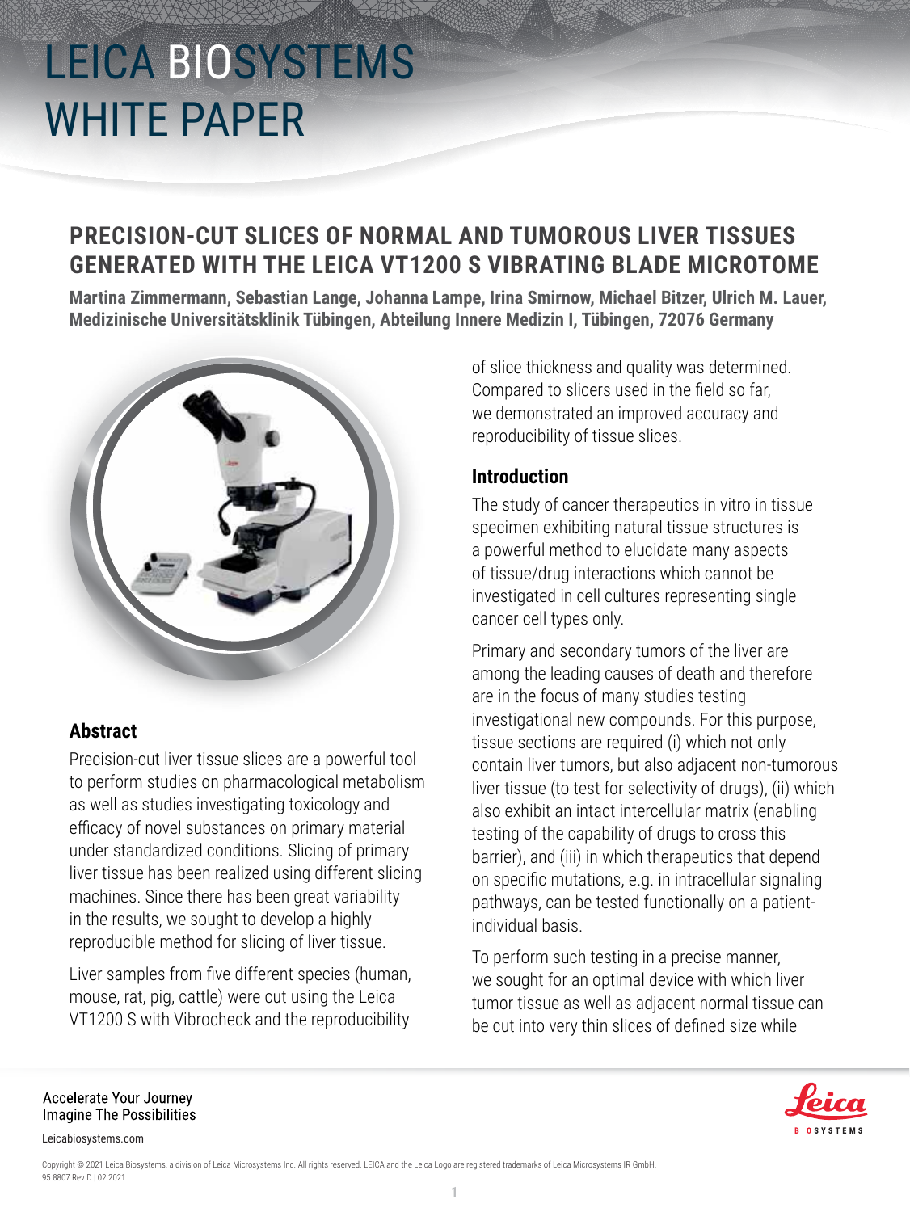# LEICA BIOSYSTEMS WHITE PAPER

## PRECISION-CUT SLICES OF NORMAL AND TUMOROUS LIVER TISSUES GENERATED WITH THE LEICA VT1200 S VIBRATING BLADE MICROTOME

**Martina Zimmermann, Sebastian Lange, Johanna Lampe, Irina Smirnow, Michael Bitzer, Ulrich M. Lauer, Medizinische Universitätsklinik Tübingen, Abteilung Innere Medizin I, Tübingen, 72076 Germany**

### Abstract

Precision-cut liver tissue slices are a powerful tool to perform studies on pharmacological metabolism as well as studies investigating toxicology and efficacy of novel substances on primary material under standardized conditions. Slicing of primary liver tissue has been realized using different slicing machines. Since there has been great variability in the results, we sought to develop a highly reproducible method for slicing of liver tissue.

Liver samples from five different species (human, mouse, rat, pig, cattle) were cut using the Leica VT1200 S with Vibrocheck and the reproducibility of slice thickness and quality was determined. Compared to slicers used in the field so far, we demonstrated an improved accuracy and reproducibility of tissue slices.

### Introduction

The study of cancer therapeutics in vitro in tissue specimen exhibiting natural tissue structures is a powerful method to elucidate many aspects of tissue/drug interactions which cannot be investigated in cell cultures representing single cancer cell types only.

Primary and secondary tumors of the liver are among the leading causes of death and therefore are in the focus of many studies testing investigational new compounds. For this purpose, tissue sections are required (i) which not only contain liver tumors, but also adjacent non-tumorous liver tissue (to test for selectivity of drugs), (ii) which also exhibit an intact intercellular matrix (enabling testing of the capability of drugs to cross this barrier), and (iii) in which therapeutics that depend on specific mutations, e.g. in intracellular signaling pathways, can be tested functionally on a patient-individual basis.

To perform such testing in a precise manner, we sought for an optimal device with which liver tumor tissue as well as adjacent normal tissue can be cut into very thin slices of defined size while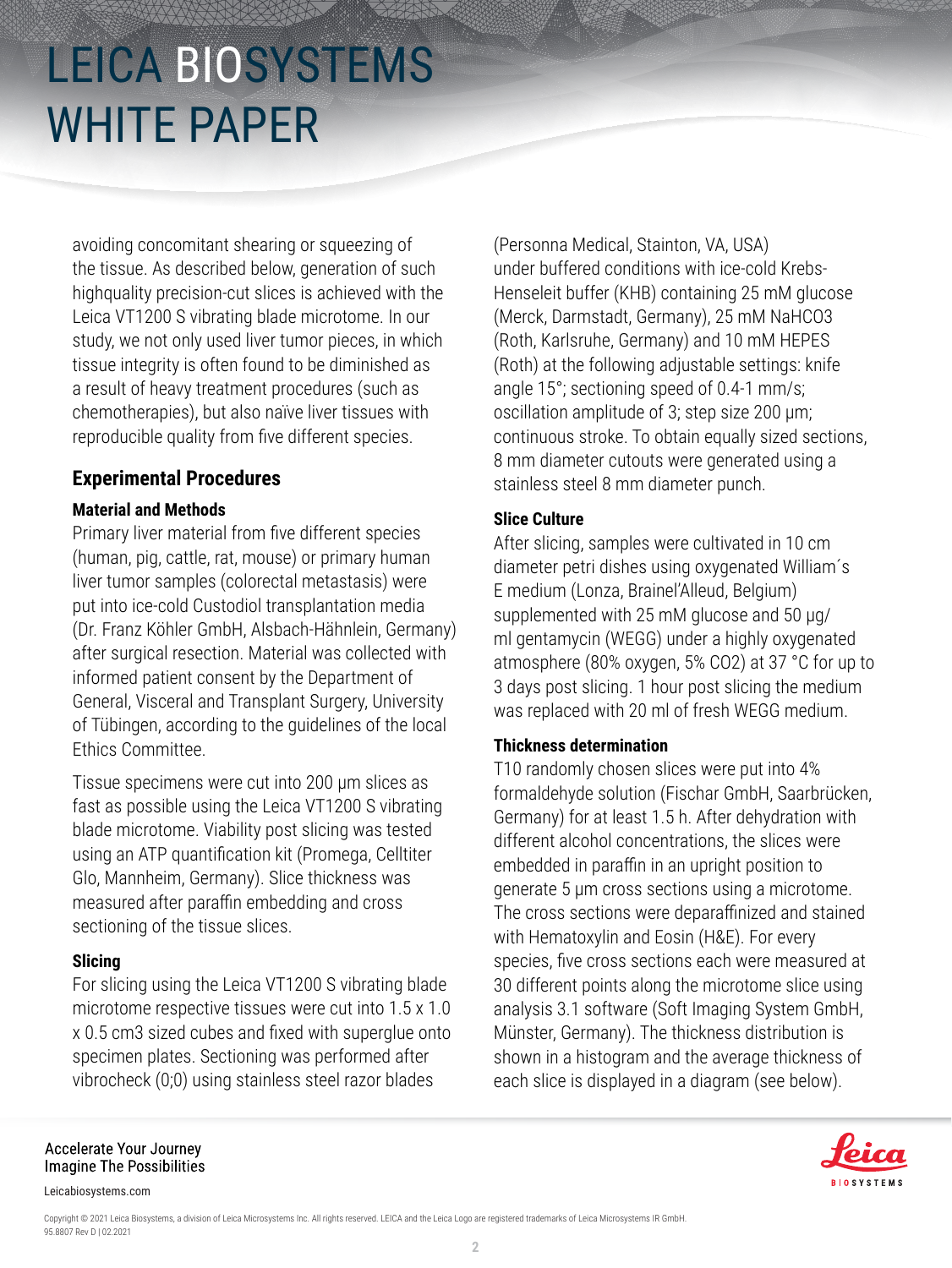avoiding concomitant shearing or squeezing of the tissue. As described below, generation of such highquality precision-cut slices is achieved with the Leica VT1200 S vibrating blade microtome. In our study, we not only used liver tumor pieces, in which tissue integrity is often found to be diminished as a result of heavy treatment procedures (such as chemotherapies), but also naïve liver tissues with reproducible quality from five different species.

## Experimental Procedures

### Material and Methods

Primary liver material from five different species (human, pig, cattle, rat, mouse) or primary human liver tumor samples (colorectal metastasis) were put into ice-cold Custodiol transplantation media (Dr. Franz Köhler GmbH, Alsbach-Hähnlein, Germany) after surgical resection. Material was collected with informed patient consent by the Department of General, Visceral and Transplant Surgery, University of Tübingen, according to the guidelines of the local Ethics Committee.

Tissue specimens were cut into 200 µm slices as fast as possible using the Leica VT1200 S vibrating blade microtome. Viability post slicing was tested using an ATP quantification kit (Promega, Celltiter Glo, Mannheim, Germany). Slice thickness was measured after paraffin embedding and cross sectioning of the tissue slices.

### Slicing

For slicing using the Leica VT1200 S vibrating blade microtome respective tissues were cut into 1.5 x 1.0 x 0.5 cm3 sized cubes and fixed with superglue onto specimen plates. Sectioning was performed after vibrocheck (0;0) using stainless steel razor blades (Personna Medical, Stainton, VA, USA) under buffered conditions with ice-cold Krebs-Henseleit buffer (KHB) containing 25 mM glucose (Merck, Darmstadt, Germany), 25 mM $NaHCO_3$ (Roth, Karlsruhe, Germany) and 10 mM HEPES (Roth) at the following adjustable settings: knife angle 15°; sectioning speed of 0.4-1 mm/s; oscillation amplitude of 3; step size 200 µm; continuous stroke. To obtain equally sized sections, 8 mm diameter cutouts were generated using a stainless steel 8 mm diameter punch.

### Slice Culture

After slicing, samples were cultivated in 10 cm diameter petri dishes using oxygenated William´s E medium (Lonza, Brainel'Alleud, Belgium) supplemented with 25 mM glucose and 50 µg/ml gentamycin (WEGG) under a highly oxygenated atmosphere (80% oxygen, 5% $CO_2$) at 37 °C for up to 3 days post slicing. 1 hour post slicing the medium was replaced with 20 ml of fresh WEGG medium.

### Thickness determination

T10 randomly chosen slices were put into 4% formaldehyde solution (Fischar GmbH, Saarbrücken, Germany) for at least 1.5 h. After dehydration with different alcohol concentrations, the slices were embedded in paraffin in an upright position to generate 5 µm cross sections using a microtome. The cross sections were deparaffinized and stained with Hematoxylin and Eosin (H&E). For every species, five cross sections each were measured at 30 different points along the microtome slice using analysis 3.1 software (Soft Imaging System GmbH, Münster, Germany). The thickness distribution is shown in a histogram and the average thickness of each slice is displayed in a diagram (see below).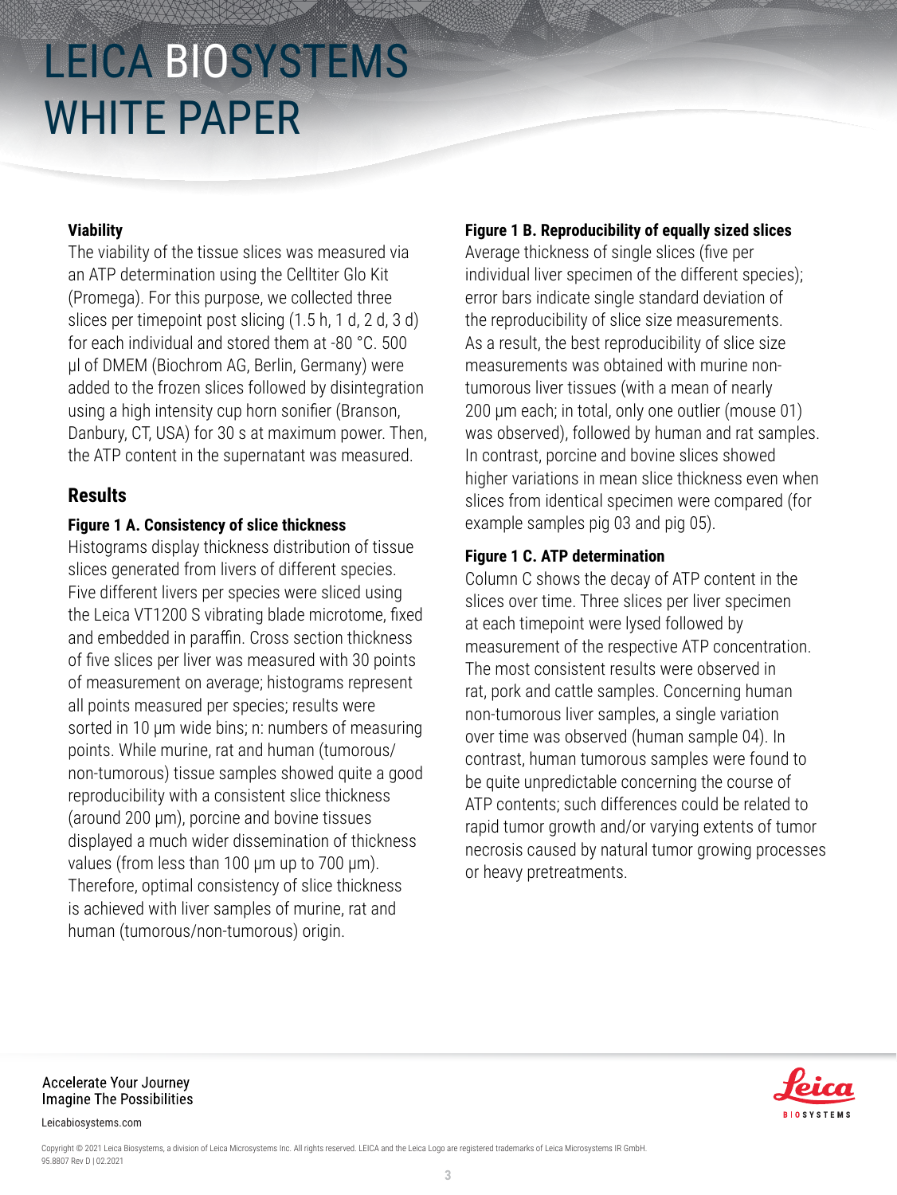#### Viability

The viability of the tissue slices was measured via an ATP determination using the Celltiter Glo Kit (Promega). For this purpose, we collected three slices per timepoint post slicing (1.5 h, 1 d, 2 d, 3 d) for each individual and stored them at -80 °C. 500 µl of DMEM (Biochrom AG, Berlin, Germany) were added to the frozen slices followed by disintegration using a high intensity cup horn sonifier (Branson, Danbury, CT, USA) for 30 s at maximum power. Then, the ATP content in the supernatant was measured.

## Results

#### Figure 1 A. Consistency of slice thickness

Histograms display thickness distribution of tissue slices generated from livers of different species. Five different livers per species were sliced using the Leica VT1200 S vibrating blade microtome, fixed and embedded in paraffin. Cross section thickness of five slices per liver was measured with 30 points of measurement on average; histograms represent all points measured per species; results were sorted in 10 µm wide bins; n: numbers of measuring points. While murine, rat and human (tumorous/non-tumorous) tissue samples showed quite a good reproducibility with a consistent slice thickness (around 200 µm), porcine and bovine tissues displayed a much wider dissemination of thickness values (from less than 100 µm up to 700 µm). Therefore, optimal consistency of slice thickness is achieved with liver samples of murine, rat and human (tumorous/non-tumorous) origin.

#### Figure 1 B. Reproducibility of equally sized slices

Average thickness of single slices (five per individual liver specimen of the different species); error bars indicate single standard deviation of the reproducibility of slice size measurements. As a result, the best reproducibility of slice size measurements was obtained with murine non-tumorous liver tissues (with a mean of nearly 200 µm each; in total, only one outlier (mouse 01) was observed), followed by human and rat samples. In contrast, porcine and bovine slices showed higher variations in mean slice thickness even when slices from identical specimen were compared (for example samples pig 03 and pig 05).

#### Figure 1 C. ATP determination

Column C shows the decay of ATP content in the slices over time. Three slices per liver specimen at each timepoint were lysed followed by measurement of the respective ATP concentration. The most consistent results were observed in rat, pork and cattle samples. Concerning human non-tumorous liver samples, a single variation over time was observed (human sample 04). In contrast, human tumorous samples were found to be quite unpredictable concerning the course of ATP contents; such differences could be related to rapid tumor growth and/or varying extents of tumor necrosis caused by natural tumor growing processes or heavy pretreatments.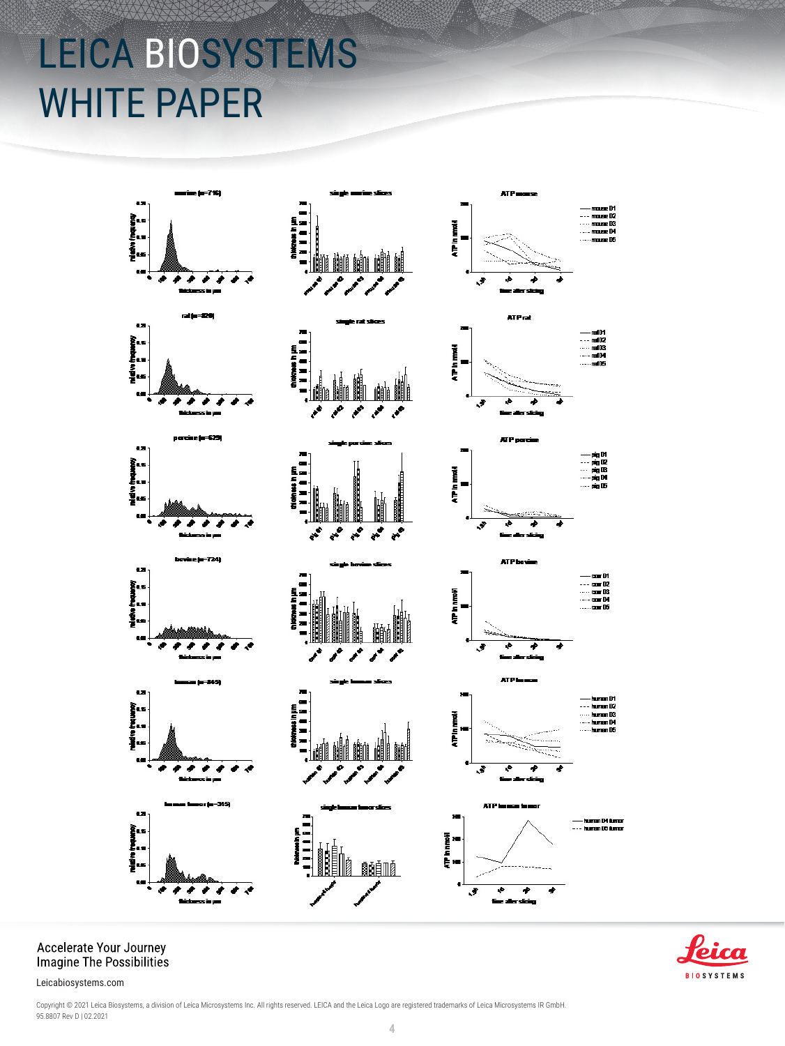# LEICA BIOSYSTEMS WHITE PAPER

murine (n=716)

single murine slices

ATP mouse

rat (n=820)

single rat slices

ATP rat

porcine (n=629)

single porcine slices

ATP porcine

bovine (n=724)

single bovine slices

ATP bovine

human (n=845)

single human slices

ATP human

human tumor (n=345)

single human tumor slices

ATP human tumor

Accelerate Your Journey
Imagine The Possibilities

Leicabiosystems.com

Copyright © 2021 Leica Biosystems, a division of Leica Microsystems Inc. All rights reserved. LEICA and the Leica Logo are registered trademarks of Leica Microsystems IR GmbH.
95.8807 Rev D | 02.2021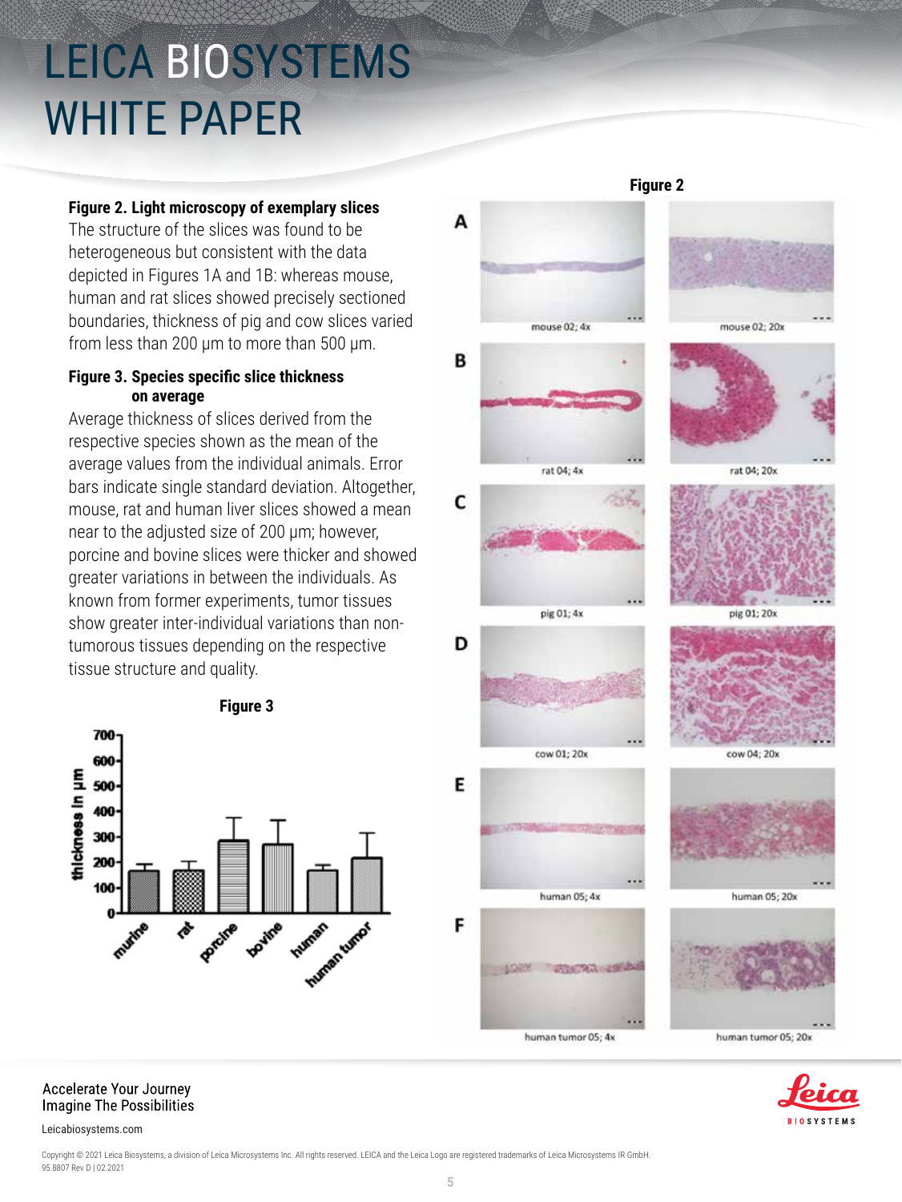**Figure 2. Light microscopy of exemplary slices**

The structure of the slices was found to be heterogeneous but consistent with the data depicted in Figures 1A and 1B: whereas mouse, human and rat slices showed precisely sectioned boundaries, thickness of pig and cow slices varied from less than 200 µm to more than 500 µm.

**Figure 3. Species specific slice thickness on average**

Average thickness of slices derived from the respective species shown as the mean of the average values from the individual animals. Error bars indicate single standard deviation. Altogether, mouse, rat and human liver slices showed a mean near to the adjusted size of 200 µm; however, porcine and bovine slices were thicker and showed greater variations in between the individuals. As known from former experiments, tumor tissues show greater inter-individual variations than non-tumorous tissues depending on the respective tissue structure and quality.

**Figure 3**

**Figure 2**

A: mouse 02; 4x — mouse 02; 20x

B: rat 04; 4x — rat 04; 20x

C: pig 01; 4x — pig 01; 20x

D: cow 01; 20x — cow 04; 20x

E: human 05; 4x — human 05; 20x

F: human tumor 05; 4x — human tumor 05; 20x

Accelerate Your Journey
Imagine The Possibilities

Leicabiosystems.com

Copyright © 2021 Leica Biosystems, a division of Leica Microsystems Inc. All rights reserved. LEICA and the Leica Logo are registered trademarks of Leica Microsystems IR GmbH.
95.8807 Rev D | 02.2021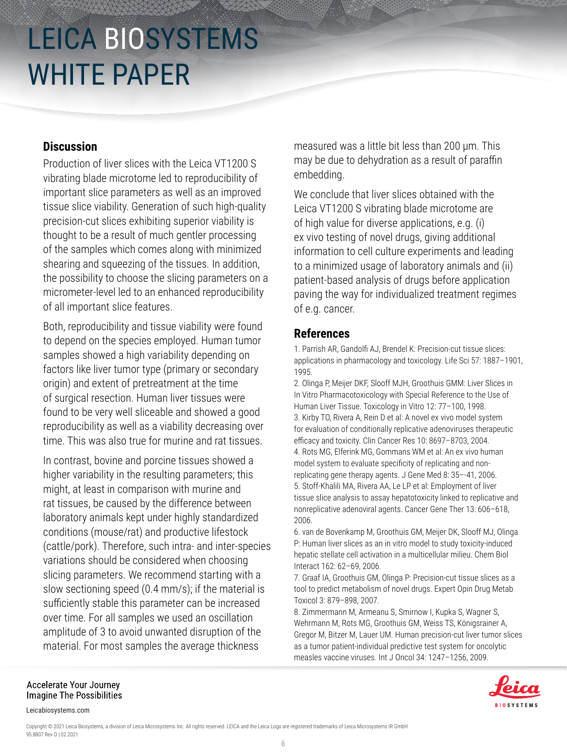## Discussion

Production of liver slices with the Leica VT1200 S vibrating blade microtome led to reproducibility of important slice parameters as well as an improved tissue slice viability. Generation of such high-quality precision-cut slices exhibiting superior viability is thought to be a result of much gentler processing of the samples which comes along with minimized shearing and squeezing of the tissues. In addition, the possibility to choose the slicing parameters on a micrometer-level led to an enhanced reproducibility of all important slice features.

Both, reproducibility and tissue viability were found to depend on the species employed. Human tumor samples showed a high variability depending on factors like liver tumor type (primary or secondary origin) and extent of pretreatment at the time of surgical resection. Human liver tissues were found to be very well sliceable and showed a good reproducibility as well as a viability decreasing over time. This was also true for murine and rat tissues.

In contrast, bovine and porcine tissues showed a higher variability in the resulting parameters; this might, at least in comparison with murine and rat tissues, be caused by the difference between laboratory animals kept under highly standardized conditions (mouse/rat) and productive lifestock (cattle/pork). Therefore, such intra- and inter-species variations should be considered when choosing slicing parameters. We recommend starting with a slow sectioning speed (0.4 mm/s); if the material is sufficiently stable this parameter can be increased over time. For all samples we used an oscillation amplitude of 3 to avoid unwanted disruption of the material. For most samples the average thickness measured was a little bit less than 200 µm. This may be due to dehydration as a result of paraffin embedding.

We conclude that liver slices obtained with the Leica VT1200 S vibrating blade microtome are of high value for diverse applications, e.g. (i) ex vivo testing of novel drugs, giving additional information to cell culture experiments and leading to a minimized usage of laboratory animals and (ii) patient-based analysis of drugs before application paving the way for individualized treatment regimes of e.g. cancer.

## References

1. Parrish AR, Gandolfi AJ, Brendel K: Precision-cut tissue slices: applications in pharmacology and toxicology. Life Sci 57: 1887–1901, 1995.
2. Olinga P, Meijer DKF, Slooff MJH, Groothuis GMM: Liver Slices in In Vitro Pharmacotoxicology with Special Reference to the Use of Human Liver Tissue. Toxicology in Vitro 12: 77–100, 1998.
3. Kirby TO, Rivera A, Rein D et al: A novel ex vivo model system for evaluation of conditionally replicative adenoviruses therapeutic efficacy and toxicity. Clin Cancer Res 10: 8697–8703, 2004.
4. Rots MG, Elferink MG, Gommans WM et al: An ex vivo human model system to evaluate specificity of replicating and non-replicating gene therapy agents. J Gene Med 8: 35–-41, 2006.
5. Stoff-Khalili MA, Rivera AA, Le LP et al: Employment of liver tissue slice analysis to assay hepatotoxicity linked to replicative and nonreplicative adenoviral agents. Cancer Gene Ther 13: 606–618, 2006.
6. van de Bovenkamp M, Groothuis GM, Meijer DK, Slooff MJ, Olinga P: Human liver slices as an in vitro model to study toxicity-induced hepatic stellate cell activation in a multicellular milieu. Chem Biol Interact 162: 62–69, 2006.
7. Graaf IA, Groothuis GM, Olinga P: Precision-cut tissue slices as a tool to predict metabolism of novel drugs. Expert Opin Drug Metab Toxicol 3: 879–898, 2007.
8. Zimmermann M, Armeanu S, Smirnow I, Kupka S, Wagner S, Wehrmann M, Rots MG, Groothuis GM, Weiss TS, Königsrainer A, Gregor M, Bitzer M, Lauer UM. Human precision-cut liver tumor slices as a tumor patient-individual predictive test system for oncolytic measles vaccine viruses. Int J Oncol 34: 1247–1256, 2009.

Accelerate Your Journey
Imagine The Possibilities

Leicabiosystems.com

Copyright © 2021 Leica Biosystems, a division of Leica Microsystems Inc. All rights reserved. LEICA and the Leica Logo are registered trademarks of Leica Microsystems IR GmbH.
95.8807 Rev D | 02.2021